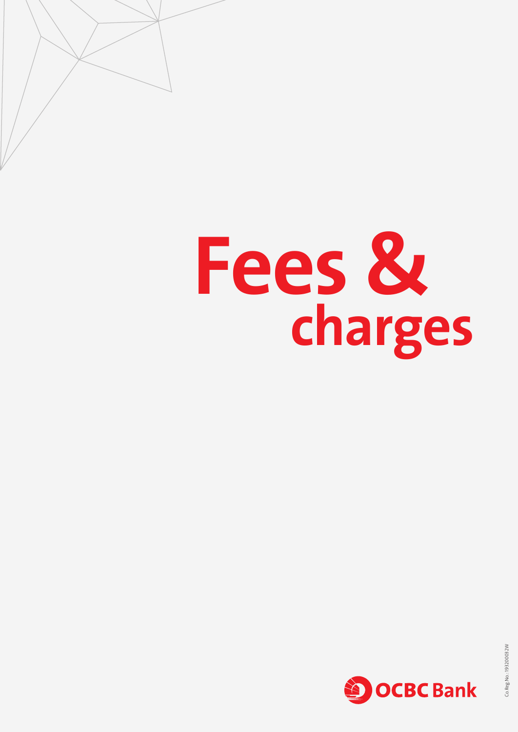# Fees & charges

OCBC Bank

Co. Reg. No.: 193200032W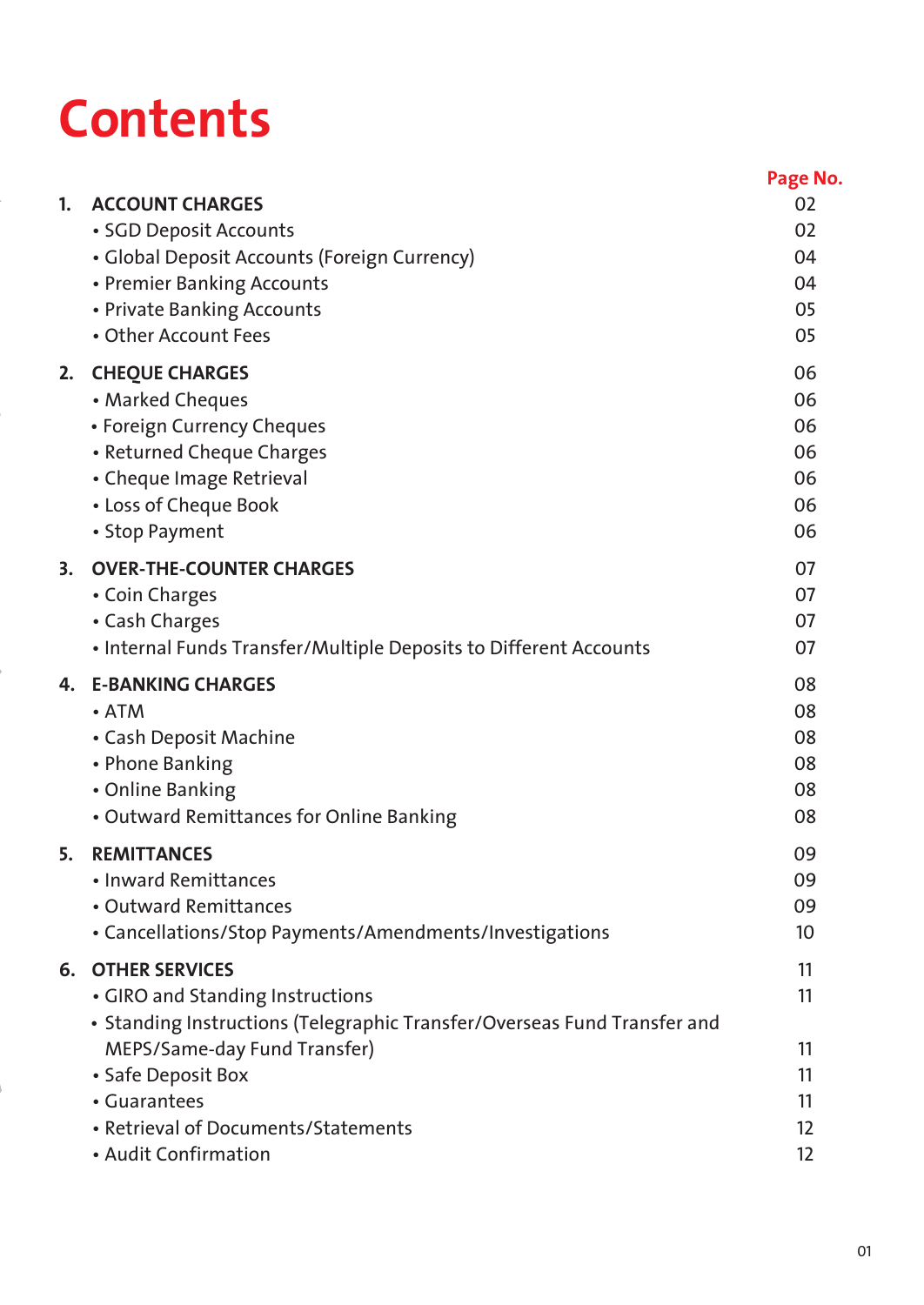# Contents

| | | Page No. |
|---|---|---|
| 1. | **ACCOUNT CHARGES** | 02 |
| | • SGD Deposit Accounts | 02 |
| | • Global Deposit Accounts (Foreign Currency) | 04 |
| | • Premier Banking Accounts | 04 |
| | • Private Banking Accounts | 05 |
| | • Other Account Fees | 05 |
| 2. | **CHEQUE CHARGES** | 06 |
| | • Marked Cheques | 06 |
| | • Foreign Currency Cheques | 06 |
| | • Returned Cheque Charges | 06 |
| | • Cheque Image Retrieval | 06 |
| | • Loss of Cheque Book | 06 |
| | • Stop Payment | 06 |
| 3. | **OVER-THE-COUNTER CHARGES** | 07 |
| | • Coin Charges | 07 |
| | • Cash Charges | 07 |
| | • Internal Funds Transfer/Multiple Deposits to Different Accounts | 07 |
| 4. | **E-BANKING CHARGES** | 08 |
| | • ATM | 08 |
| | • Cash Deposit Machine | 08 |
| | • Phone Banking | 08 |
| | • Online Banking | 08 |
| | • Outward Remittances for Online Banking | 08 |
| 5. | **REMITTANCES** | 09 |
| | • Inward Remittances | 09 |
| | • Outward Remittances | 09 |
| | • Cancellations/Stop Payments/Amendments/Investigations | 10 |
| 6. | **OTHER SERVICES** | 11 |
| | • GIRO and Standing Instructions | 11 |
| | • Standing Instructions (Telegraphic Transfer/Overseas Fund Transfer and MEPS/Same-day Fund Transfer) | 11 |
| | • Safe Deposit Box | 11 |
| | • Guarantees | 11 |
| | • Retrieval of Documents/Statements | 12 |
| | • Audit Confirmation | 12 |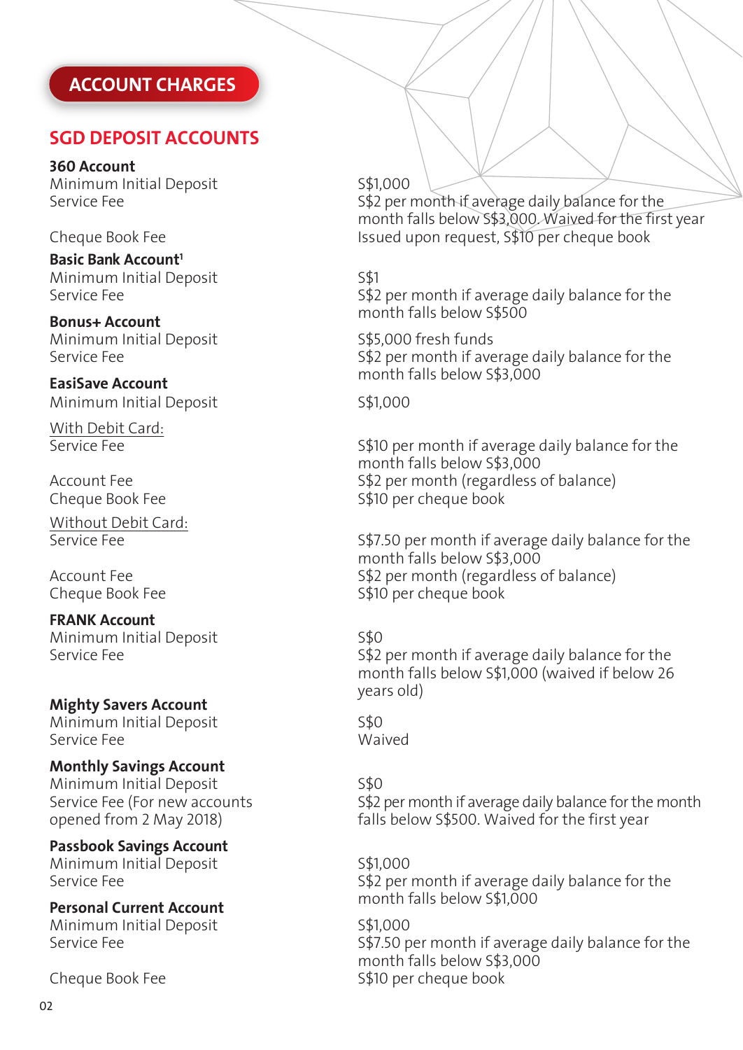# ACCOUNT CHARGES

## SGD DEPOSIT ACCOUNTS

**360 Account**

| | |
|---|---|
| Minimum Initial Deposit | S$1,000 |
| Service Fee | S$2 per month if average daily balance for the month falls below S$3,000. Waived for the first year |
| Cheque Book Fee | Issued upon request, S$10 per cheque book |

**Basic Bank Account**[1]

| | |
|---|---|
| Minimum Initial Deposit | S$1 |
| Service Fee | S$2 per month if average daily balance for the month falls below S$500 |

**Bonus+ Account**

| | |
|---|---|
| Minimum Initial Deposit | S$5,000 fresh funds |
| Service Fee | S$2 per month if average daily balance for the month falls below S$3,000 |

**EasiSave Account**

| | |
|---|---|
| Minimum Initial Deposit | S$1,000 |

With Debit Card:

| | |
|---|---|
| Service Fee | S$10 per month if average daily balance for the month falls below S$3,000 |
| Account Fee | S$2 per month (regardless of balance) |
| Cheque Book Fee | S$10 per cheque book |

Without Debit Card:

| | |
|---|---|
| Service Fee | S$7.50 per month if average daily balance for the month falls below S$3,000 |
| Account Fee | S$2 per month (regardless of balance) |
| Cheque Book Fee | S$10 per cheque book |

**FRANK Account**

| | |
|---|---|
| Minimum Initial Deposit | S$0 |
| Service Fee | S$2 per month if average daily balance for the month falls below S$1,000 (waived if below 26 years old) |

**Mighty Savers Account**

| | |
|---|---|
| Minimum Initial Deposit | S$0 |
| Service Fee | Waived |

**Monthly Savings Account**

| | |
|---|---|
| Minimum Initial Deposit | S$0 |
| Service Fee (For new accounts opened from 2 May 2018) | S$2 per month if average daily balance for the month falls below S$500. Waived for the first year |

**Passbook Savings Account**

| | |
|---|---|
| Minimum Initial Deposit | S$1,000 |
| Service Fee | S$2 per month if average daily balance for the month falls below S$1,000 |

**Personal Current Account**

| | |
|---|---|
| Minimum Initial Deposit | S$1,000 |
| Service Fee | S$7.50 per month if average daily balance for the month falls below S$3,000 |
| Cheque Book Fee | S$10 per cheque book |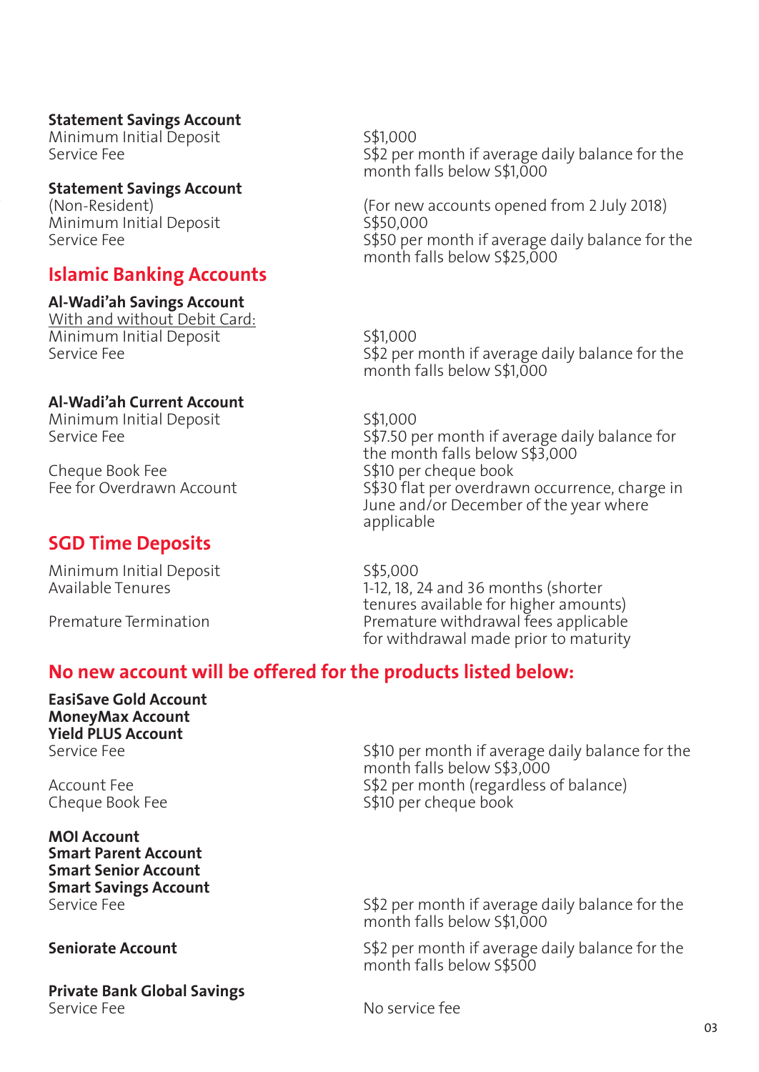**Statement Savings Account**

| | |
|---|---|
| Minimum Initial Deposit | S$1,000 |
| Service Fee | S$2 per month if average daily balance for the month falls below S$1,000 |

**Statement Savings Account**
(Non-Resident)

| | |
|---|---|
| | (For new accounts opened from 2 July 2018) |
| Minimum Initial Deposit | S$50,000 |
| Service Fee | S$50 per month if average daily balance for the month falls below S$25,000 |

## Islamic Banking Accounts

**Al-Wadi'ah Savings Account**
With and without Debit Card:

| | |
|---|---|
| Minimum Initial Deposit | S$1,000 |
| Service Fee | S$2 per month if average daily balance for the month falls below S$1,000 |

**Al-Wadi'ah Current Account**

| | |
|---|---|
| Minimum Initial Deposit | S$1,000 |
| Service Fee | S$7.50 per month if average daily balance for the month falls below S$3,000 |
| Cheque Book Fee | S$10 per cheque book |
| Fee for Overdrawn Account | S$30 flat per overdrawn occurrence, charge in June and/or December of the year where applicable |

## SGD Time Deposits

| | |
|---|---|
| Minimum Initial Deposit | S$5,000 |
| Available Tenures | 1-12, 18, 24 and 36 months (shorter tenures available for higher amounts) |
| Premature Termination | Premature withdrawal fees applicable for withdrawal made prior to maturity |

## No new account will be offered for the products listed below:

**EasiSave Gold Account**
**MoneyMax Account**
**Yield PLUS Account**

| | |
|---|---|
| Service Fee | S$10 per month if average daily balance for the month falls below S$3,000 |
| Account Fee | S$2 per month (regardless of balance) |
| Cheque Book Fee | S$10 per cheque book |

**MOI Account**
**Smart Parent Account**
**Smart Senior Account**
**Smart Savings Account**

| | |
|---|---|
| Service Fee | S$2 per month if average daily balance for the month falls below S$1,000 |

| | |
|---|---|
| **Seniorate Account** | S$2 per month if average daily balance for the month falls below S$500 |

**Private Bank Global Savings**

| | |
|---|---|
| Service Fee | No service fee |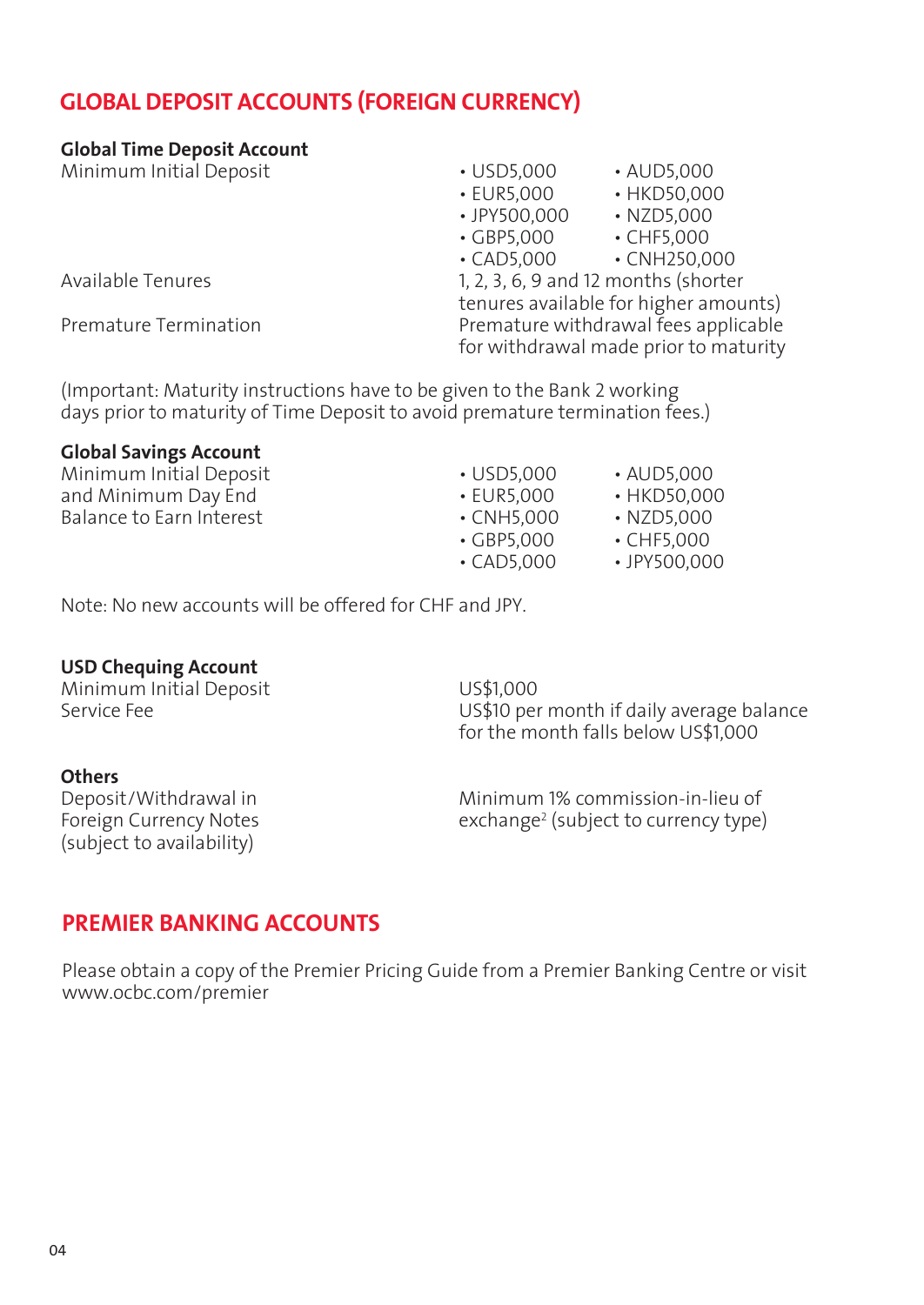## GLOBAL DEPOSIT ACCOUNTS (FOREIGN CURRENCY)

**Global Time Deposit Account**

| | |
|---|---|
| Minimum Initial Deposit | • USD5,000 • AUD5,000 • EUR5,000 • HKD50,000 • JPY500,000 • NZD5,000 • GBP5,000 • CHF5,000 • CAD5,000 • CNH250,000 |
| Available Tenures | 1, 2, 3, 6, 9 and 12 months (shorter tenures available for higher amounts) |
| Premature Termination | Premature withdrawal fees applicable for withdrawal made prior to maturity |

(Important: Maturity instructions have to be given to the Bank 2 working days prior to maturity of Time Deposit to avoid premature termination fees.)

**Global Savings Account**

| | |
|---|---|
| Minimum Initial Deposit and Minimum Day End Balance to Earn Interest | • USD5,000 • AUD5,000 • EUR5,000 • HKD50,000 • CNH5,000 • NZD5,000 • GBP5,000 • CHF5,000 • CAD5,000 • JPY500,000 |

Note: No new accounts will be offered for CHF and JPY.

**USD Chequing Account**

| | |
|---|---|
| Minimum Initial Deposit | US$1,000 |
| Service Fee | US$10 per month if daily average balance for the month falls below US$1,000 |

**Others**

| | |
|---|---|
| Deposit/Withdrawal in Foreign Currency Notes (subject to availability) | Minimum 1% commission-in-lieu of exchange[2] (subject to currency type) |

## PREMIER BANKING ACCOUNTS

Please obtain a copy of the Premier Pricing Guide from a Premier Banking Centre or visit www.ocbc.com/premier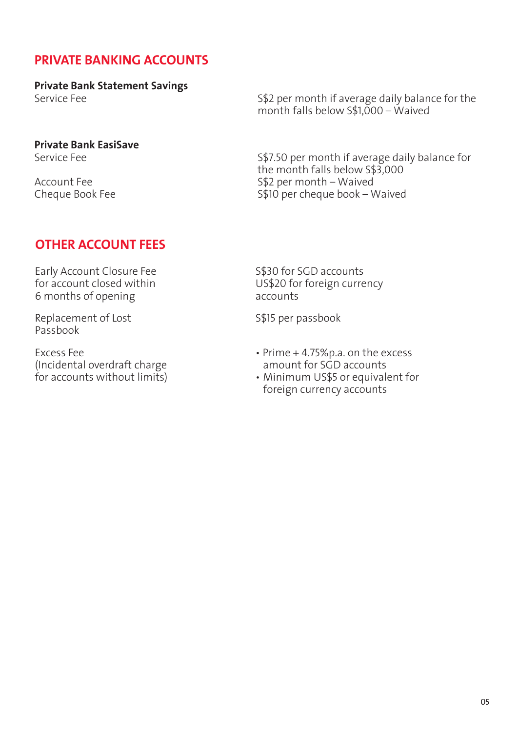## PRIVATE BANKING ACCOUNTS

| **Private Bank Statement Savings** | |
|---|---|
| Service Fee | S$2 per month if average daily balance for the month falls below S$1,000 – Waived |

| **Private Bank EasiSave** | |
|---|---|
| Service Fee | S$7.50 per month if average daily balance for the month falls below S$3,000 |
| Account Fee | S$2 per month – Waived |
| Cheque Book Fee | S$10 per cheque book – Waived |

## OTHER ACCOUNT FEES

| | |
|---|---|
| Early Account Closure Fee for account closed within 6 months of opening | S$30 for SGD accounts<br>US$20 for foreign currency accounts |
| Replacement of Lost Passbook | S$15 per passbook |
| Excess Fee (Incidental overdraft charge for accounts without limits) | • Prime + 4.75%p.a. on the excess amount for SGD accounts<br>• Minimum US$5 or equivalent for foreign currency accounts |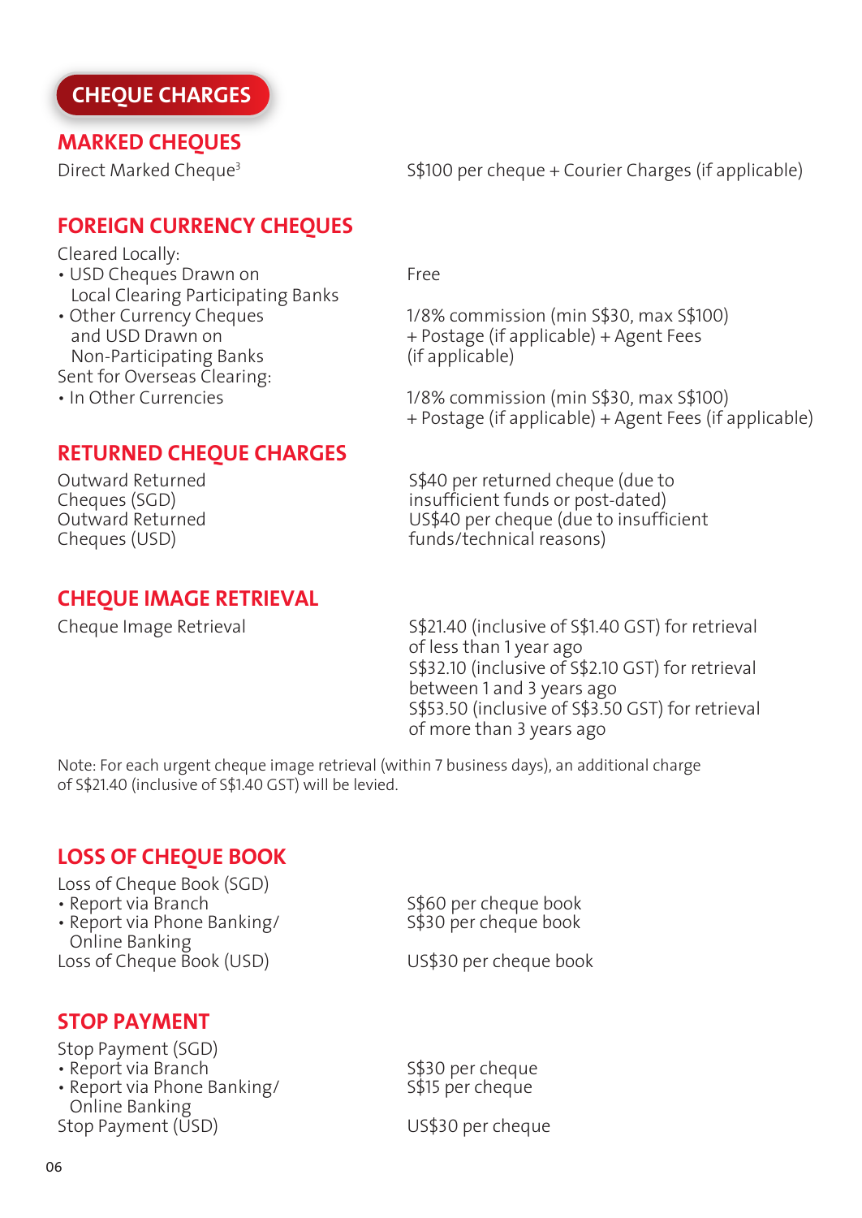# CHEQUE CHARGES

## MARKED CHEQUES

| | |
|---|---|
| Direct Marked Cheque[3] | S$100 per cheque + Courier Charges (if applicable) |

## FOREIGN CURRENCY CHEQUES

| | |
|---|---|
| Cleared Locally: | |
| • USD Cheques Drawn on Local Clearing Participating Banks | Free |
| • Other Currency Cheques and USD Drawn on Non-Participating Banks | 1/8% commission (min S$30, max S$100) + Postage (if applicable) + Agent Fees (if applicable) |
| Sent for Overseas Clearing: | |
| • In Other Currencies | 1/8% commission (min S$30, max S$100) + Postage (if applicable) + Agent Fees (if applicable) |

## RETURNED CHEQUE CHARGES

| | |
|---|---|
| Outward Returned Cheques (SGD) | S$40 per returned cheque (due to insufficient funds or post-dated) |
| Outward Returned Cheques (USD) | US$40 per cheque (due to insufficient funds/technical reasons) |

## CHEQUE IMAGE RETRIEVAL

| | |
|---|---|
| Cheque Image Retrieval | S$21.40 (inclusive of S$1.40 GST) for retrieval of less than 1 year ago<br>S$32.10 (inclusive of S$2.10 GST) for retrieval between 1 and 3 years ago<br>S$53.50 (inclusive of S$3.50 GST) for retrieval of more than 3 years ago |

Note: For each urgent cheque image retrieval (within 7 business days), an additional charge of S$21.40 (inclusive of S$1.40 GST) will be levied.

## LOSS OF CHEQUE BOOK

| | |
|---|---|
| Loss of Cheque Book (SGD) | |
| • Report via Branch | S$60 per cheque book |
| • Report via Phone Banking/ Online Banking | S$30 per cheque book |
| Loss of Cheque Book (USD) | US$30 per cheque book |

## STOP PAYMENT

| | |
|---|---|
| Stop Payment (SGD) | |
| • Report via Branch | S$30 per cheque |
| • Report via Phone Banking/ Online Banking | S$15 per cheque |
| Stop Payment (USD) | US$30 per cheque |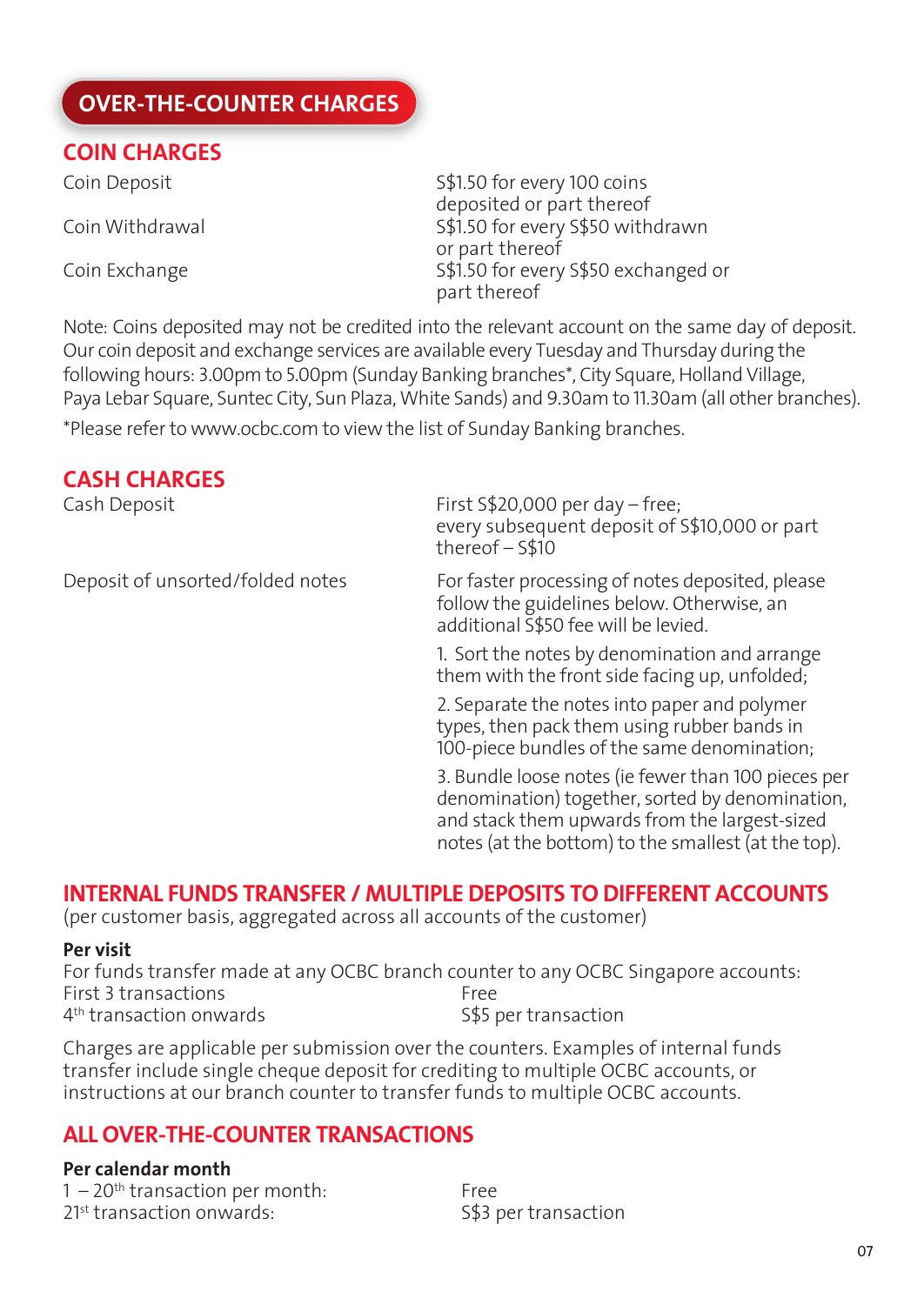# OVER-THE-COUNTER CHARGES

## COIN CHARGES

| | |
|---|---|
| Coin Deposit | S$1.50 for every 100 coins deposited or part thereof |
| Coin Withdrawal | S$1.50 for every S$50 withdrawn or part thereof |
| Coin Exchange | S$1.50 for every S$50 exchanged or part thereof |

Note: Coins deposited may not be credited into the relevant account on the same day of deposit. Our coin deposit and exchange services are available every Tuesday and Thursday during the following hours: 3.00pm to 5.00pm (Sunday Banking branches*, City Square, Holland Village, Paya Lebar Square, Suntec City, Sun Plaza, White Sands) and 9.30am to 11.30am (all other branches).

*Please refer to www.ocbc.com to view the list of Sunday Banking branches.

## CASH CHARGES

Cash Deposit: First S$20,000 per day – free; every subsequent deposit of S$10,000 or part thereof – S$10

Deposit of unsorted/folded notes: For faster processing of notes deposited, please follow the guidelines below. Otherwise, an additional S$50 fee will be levied.

1. Sort the notes by denomination and arrange them with the front side facing up, unfolded;
2. Separate the notes into paper and polymer types, then pack them using rubber bands in 100-piece bundles of the same denomination;
3. Bundle loose notes (ie fewer than 100 pieces per denomination) together, sorted by denomination, and stack them upwards from the largest-sized notes (at the bottom) to the smallest (at the top).

## INTERNAL FUNDS TRANSFER / MULTIPLE DEPOSITS TO DIFFERENT ACCOUNTS

(per customer basis, aggregated across all accounts of the customer)

**Per visit**

For funds transfer made at any OCBC branch counter to any OCBC Singapore accounts:

| | |
|---|---|
| First 3 transactions | Free |
| 4th transaction onwards | S$5 per transaction |

Charges are applicable per submission over the counters. Examples of internal funds transfer include single cheque deposit for crediting to multiple OCBC accounts, or instructions at our branch counter to transfer funds to multiple OCBC accounts.

## ALL OVER-THE-COUNTER TRANSACTIONS

**Per calendar month**

| | |
|---|---|
| 1 – 20th transaction per month: | Free |
| 21st transaction onwards: | S$3 per transaction |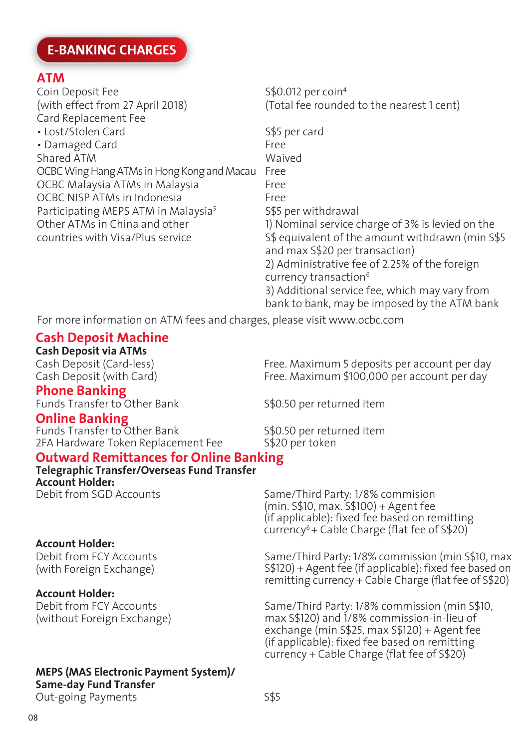# E-BANKING CHARGES

## ATM

| | |
|---|---|
| Coin Deposit Fee (with effect from 27 April 2018) | S$0.012 per coin[4] (Total fee rounded to the nearest 1 cent) |
| Card Replacement Fee | |
| • Lost/Stolen Card | S$5 per card |
| • Damaged Card | Free |
| Shared ATM | Waived |
| OCBC Wing Hang ATMs in Hong Kong and Macau | Free |
| OCBC Malaysia ATMs in Malaysia | Free |
| OCBC NISP ATMs in Indonesia | Free |
| Participating MEPS ATM in Malaysia[5] | S$5 per withdrawal |
| Other ATMs in China and other countries with Visa/Plus service | 1) Nominal service charge of 3% is levied on the S$ equivalent of the amount withdrawn (min S$5 and max S$20 per transaction)<br>2) Administrative fee of 2.25% of the foreign currency transaction[6]<br>3) Additional service fee, which may vary from bank to bank, may be imposed by the ATM bank |

For more information on ATM fees and charges, please visit www.ocbc.com

## Cash Deposit Machine

**Cash Deposit via ATMs**

| | |
|---|---|
| Cash Deposit (Card-less) | Free. Maximum 5 deposits per account per day |
| Cash Deposit (with Card) | Free. Maximum $100,000 per account per day |

## Phone Banking

| | |
|---|---|
| Funds Transfer to Other Bank | S$0.50 per returned item |

## Online Banking

| | |
|---|---|
| Funds Transfer to Other Bank | S$0.50 per returned item |
| 2FA Hardware Token Replacement Fee | S$20 per token |

## Outward Remittances for Online Banking

**Telegraphic Transfer/Overseas Fund Transfer**

| | |
|---|---|
| **Account Holder:**<br>Debit from SGD Accounts | Same/Third Party: 1/8% commision (min. S$10, max. S$100) + Agent fee (if applicable): fixed fee based on remitting currency[6] + Cable Charge (flat fee of S$20) |
| **Account Holder:**<br>Debit from FCY Accounts (with Foreign Exchange) | Same/Third Party: 1/8% commission (min S$10, max S$120) + Agent fee (if applicable): fixed fee based on remitting currency + Cable Charge (flat fee of S$20) |
| **Account Holder:**<br>Debit from FCY Accounts (without Foreign Exchange) | Same/Third Party: 1/8% commission (min S$10, max S$120) and 1/8% commission-in-lieu of exchange (min S$25, max S$120) + Agent fee (if applicable): fixed fee based on remitting currency + Cable Charge (flat fee of S$20) |

**MEPS (MAS Electronic Payment System)/ Same-day Fund Transfer**

| | |
|---|---|
| Out-going Payments | S$5 |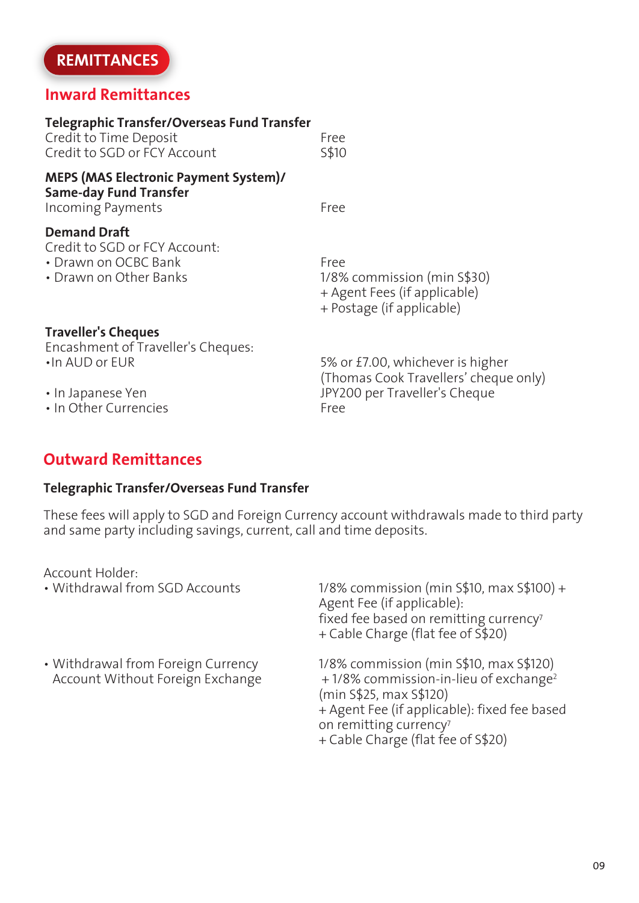# REMITTANCES

## Inward Remittances

| | |
|---|---|
| **Telegraphic Transfer/Overseas Fund Transfer** | |
| Credit to Time Deposit | Free |
| Credit to SGD or FCY Account | S$10 |
| **MEPS (MAS Electronic Payment System)/ Same-day Fund Transfer** | |
| Incoming Payments | Free |
| **Demand Draft** | |
| Credit to SGD or FCY Account: | |
| • Drawn on OCBC Bank | Free |
| • Drawn on Other Banks | 1/8% commission (min S$30) + Agent Fees (if applicable) + Postage (if applicable) |
| **Traveller's Cheques** | |
| Encashment of Traveller's Cheques: | |
| • In AUD or EUR | 5% or £7.00, whichever is higher (Thomas Cook Travellers' cheque only) |
| • In Japanese Yen | JPY200 per Traveller's Cheque |
| • In Other Currencies | Free |

## Outward Remittances

### Telegraphic Transfer/Overseas Fund Transfer

These fees will apply to SGD and Foreign Currency account withdrawals made to third party and same party including savings, current, call and time deposits.

| | |
|---|---|
| Account Holder: | |
| • Withdrawal from SGD Accounts | 1/8% commission (min S$10, max S$100) + Agent Fee (if applicable): fixed fee based on remitting currency[7] + Cable Charge (flat fee of S$20) |
| • Withdrawal from Foreign Currency Account Without Foreign Exchange | 1/8% commission (min S$10, max S$120) + 1/8% commission-in-lieu of exchange[2] (min S$25, max S$120) + Agent Fee (if applicable): fixed fee based on remitting currency[7] + Cable Charge (flat fee of S$20) |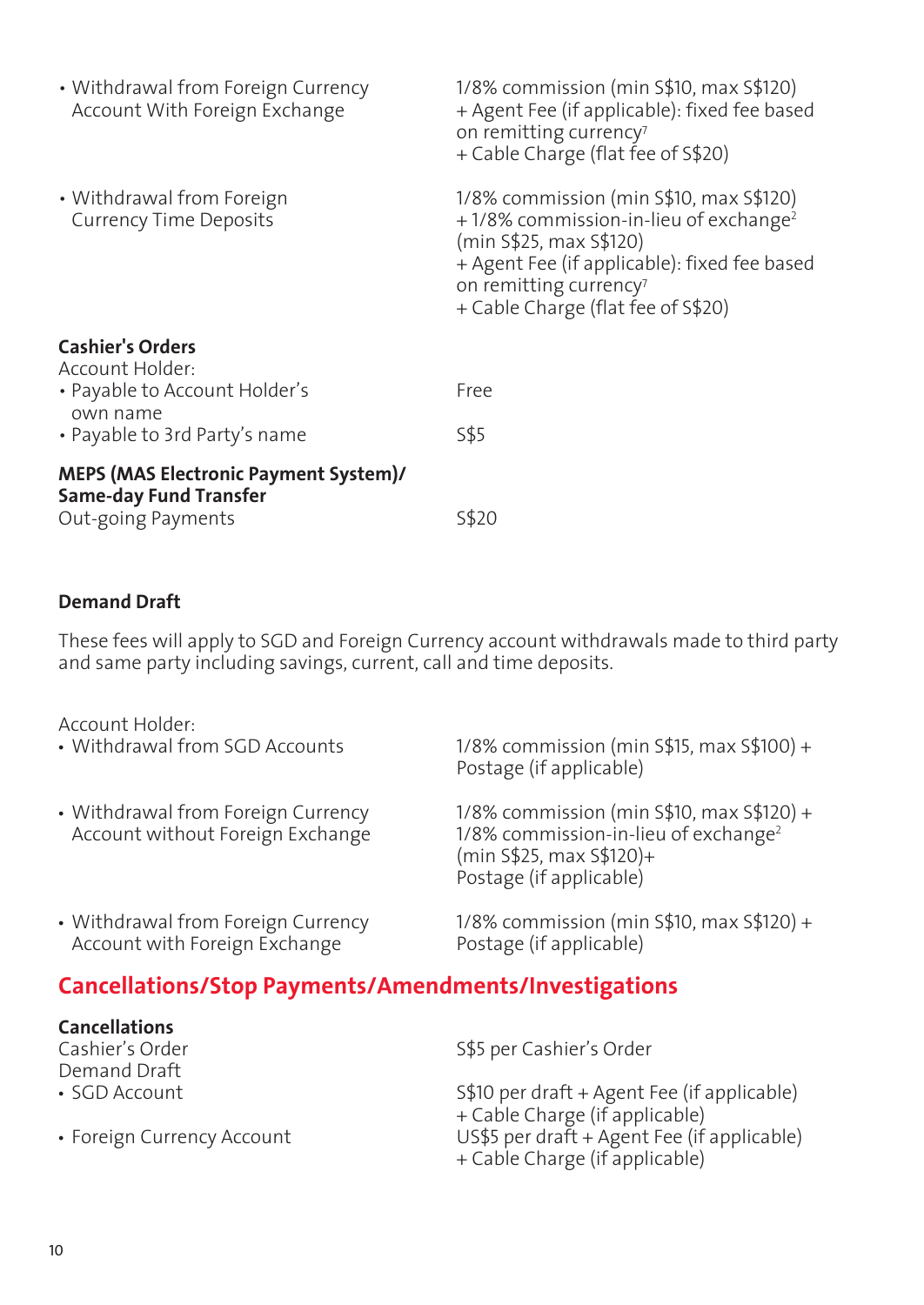| | |
|---|---|
| • Withdrawal from Foreign Currency Account With Foreign Exchange | 1/8% commission (min S$10, max S$120) + Agent Fee (if applicable): fixed fee based on remitting currency[7] + Cable Charge (flat fee of S$20) |
| • Withdrawal from Foreign Currency Time Deposits | 1/8% commission (min S$10, max S$120) + 1/8% commission-in-lieu of exchange[2] (min S$25, max S$120) + Agent Fee (if applicable): fixed fee based on remitting currency[7] + Cable Charge (flat fee of S$20) |

**Cashier's Orders**

| Account Holder: | |
|---|---|
| • Payable to Account Holder's own name | Free |
| • Payable to 3rd Party's name | S$5 |

**MEPS (MAS Electronic Payment System)/ Same-day Fund Transfer**

| | |
|---|---|
| Out-going Payments | S$20 |

**Demand Draft**

These fees will apply to SGD and Foreign Currency account withdrawals made to third party and same party including savings, current, call and time deposits.

| Account Holder: | |
|---|---|
| • Withdrawal from SGD Accounts | 1/8% commission (min S$15, max S$100) + Postage (if applicable) |
| • Withdrawal from Foreign Currency Account without Foreign Exchange | 1/8% commission (min S$10, max S$120) + 1/8% commission-in-lieu of exchange[2] (min S$25, max S$120)+ Postage (if applicable) |
| • Withdrawal from Foreign Currency Account with Foreign Exchange | 1/8% commission (min S$10, max S$120) + Postage (if applicable) |

## Cancellations/Stop Payments/Amendments/Investigations

**Cancellations**

| | |
|---|---|
| Cashier's Order | S$5 per Cashier's Order |
| Demand Draft | |
| • SGD Account | S$10 per draft + Agent Fee (if applicable) + Cable Charge (if applicable) |
| • Foreign Currency Account | US$5 per draft + Agent Fee (if applicable) + Cable Charge (if applicable) |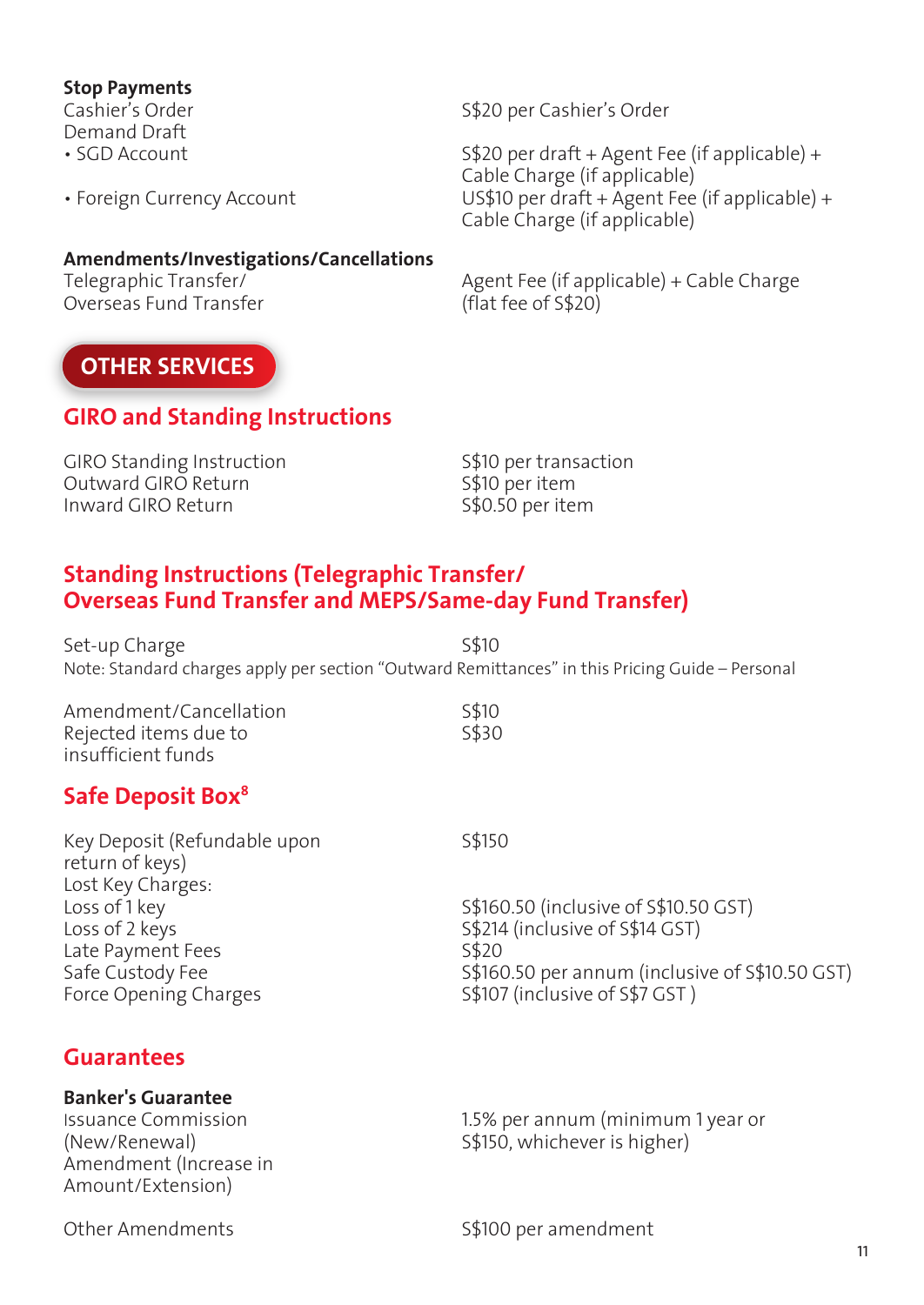**Stop Payments**

| | |
|---|---|
| Cashier's Order | S$20 per Cashier's Order |
| Demand Draft | |
| • SGD Account | S$20 per draft + Agent Fee (if applicable) + Cable Charge (if applicable) |
| • Foreign Currency Account | US$10 per draft + Agent Fee (if applicable) + Cable Charge (if applicable) |

**Amendments/Investigations/Cancellations**

| | |
|---|---|
| Telegraphic Transfer/ Overseas Fund Transfer | Agent Fee (if applicable) + Cable Charge (flat fee of S$20) |

## OTHER SERVICES

### GIRO and Standing Instructions

| | |
|---|---|
| GIRO Standing Instruction | S$10 per transaction |
| Outward GIRO Return | S$10 per item |
| Inward GIRO Return | S$0.50 per item |

### Standing Instructions (Telegraphic Transfer/ Overseas Fund Transfer and MEPS/Same-day Fund Transfer)

| | |
|---|---|
| Set-up Charge | S$10 |

Note: Standard charges apply per section "Outward Remittances" in this Pricing Guide – Personal

| | |
|---|---|
| Amendment/Cancellation | S$10 |
| Rejected items due to insufficient funds | S$30 |

### Safe Deposit Box[8]

| | |
|---|---|
| Key Deposit (Refundable upon return of keys) | S$150 |
| Lost Key Charges: | |
| Loss of 1 key | S$160.50 (inclusive of S$10.50 GST) |
| Loss of 2 keys | S$214 (inclusive of S$14 GST) |
| Late Payment Fees | S$20 |
| Safe Custody Fee | S$160.50 per annum (inclusive of S$10.50 GST) |
| Force Opening Charges | S$107 (inclusive of S$7 GST ) |

### Guarantees

**Banker's Guarantee**

| | |
|---|---|
| Issuance Commission (New/Renewal) Amendment (Increase in Amount/Extension) | 1.5% per annum (minimum 1 year or S$150, whichever is higher) |
| Other Amendments | S$100 per amendment |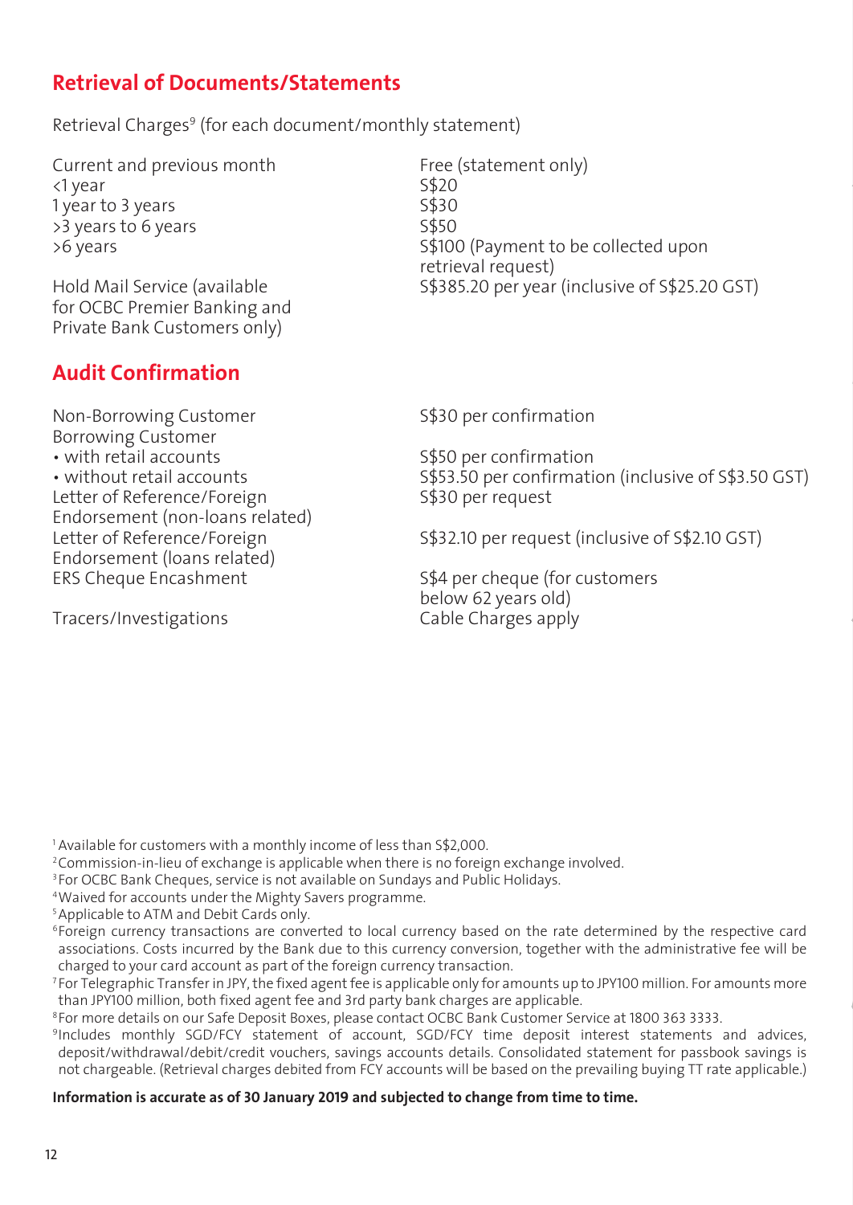## Retrieval of Documents/Statements

Retrieval Charges[9] (for each document/monthly statement)

| | |
|---|---|
| Current and previous month | Free (statement only) |
| <1 year | S$20 |
| 1 year to 3 years | S$30 |
| >3 years to 6 years | S$50 |
| >6 years | S$100 (Payment to be collected upon retrieval request) |
| Hold Mail Service (available for OCBC Premier Banking and Private Bank Customers only) | S$385.20 per year (inclusive of S$25.20 GST) |

## Audit Confirmation

| | |
|---|---|
| Non-Borrowing Customer | S$30 per confirmation |
| Borrowing Customer | |
| • with retail accounts | S$50 per confirmation |
| • without retail accounts | S$53.50 per confirmation (inclusive of S$3.50 GST) |
| Letter of Reference/Foreign Endorsement (non-loans related) | S$30 per request |
| Letter of Reference/Foreign Endorsement (loans related) | S$32.10 per request (inclusive of S$2.10 GST) |
| ERS Cheque Encashment | S$4 per cheque (for customers below 62 years old) |
| Tracers/Investigations | Cable Charges apply |

[1] Available for customers with a monthly income of less than S$2,000.

[2] Commission-in-lieu of exchange is applicable when there is no foreign exchange involved.

[3] For OCBC Bank Cheques, service is not available on Sundays and Public Holidays.

[4] Waived for accounts under the Mighty Savers programme.

[5] Applicable to ATM and Debit Cards only.

[6] Foreign currency transactions are converted to local currency based on the rate determined by the respective card associations. Costs incurred by the Bank due to this currency conversion, together with the administrative fee will be charged to your card account as part of the foreign currency transaction.

[7] For Telegraphic Transfer in JPY, the fixed agent fee is applicable only for amounts up to JPY100 million. For amounts more than JPY100 million, both fixed agent fee and 3rd party bank charges are applicable.

[8] For more details on our Safe Deposit Boxes, please contact OCBC Bank Customer Service at 1800 363 3333.

[9] Includes monthly SGD/FCY statement of account, SGD/FCY time deposit interest statements and advices, deposit/withdrawal/debit/credit vouchers, savings accounts details. Consolidated statement for passbook savings is not chargeable. (Retrieval charges debited from FCY accounts will be based on the prevailing buying TT rate applicable.)

**Information is accurate as of 30 January 2019 and subjected to change from time to time.**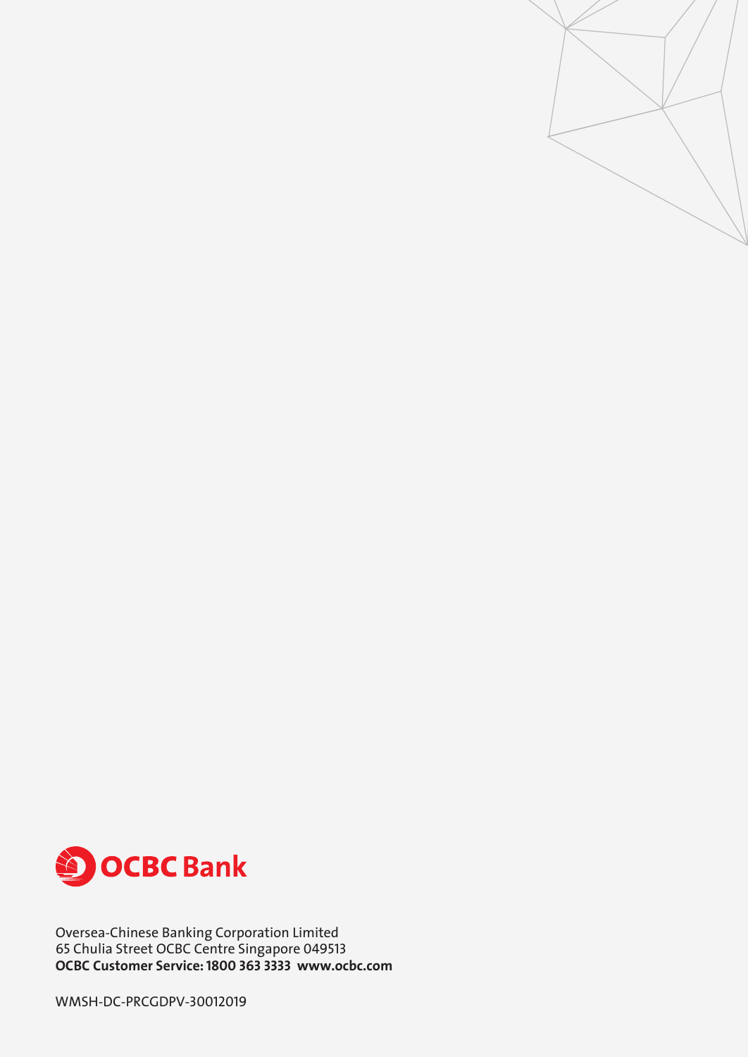OCBC Bank

Oversea-Chinese Banking Corporation Limited
65 Chulia Street OCBC Centre Singapore 049513
**OCBC Customer Service: 1800 363 3333 www.ocbc.com**

WMSH-DC-PRCGDPV-30012019